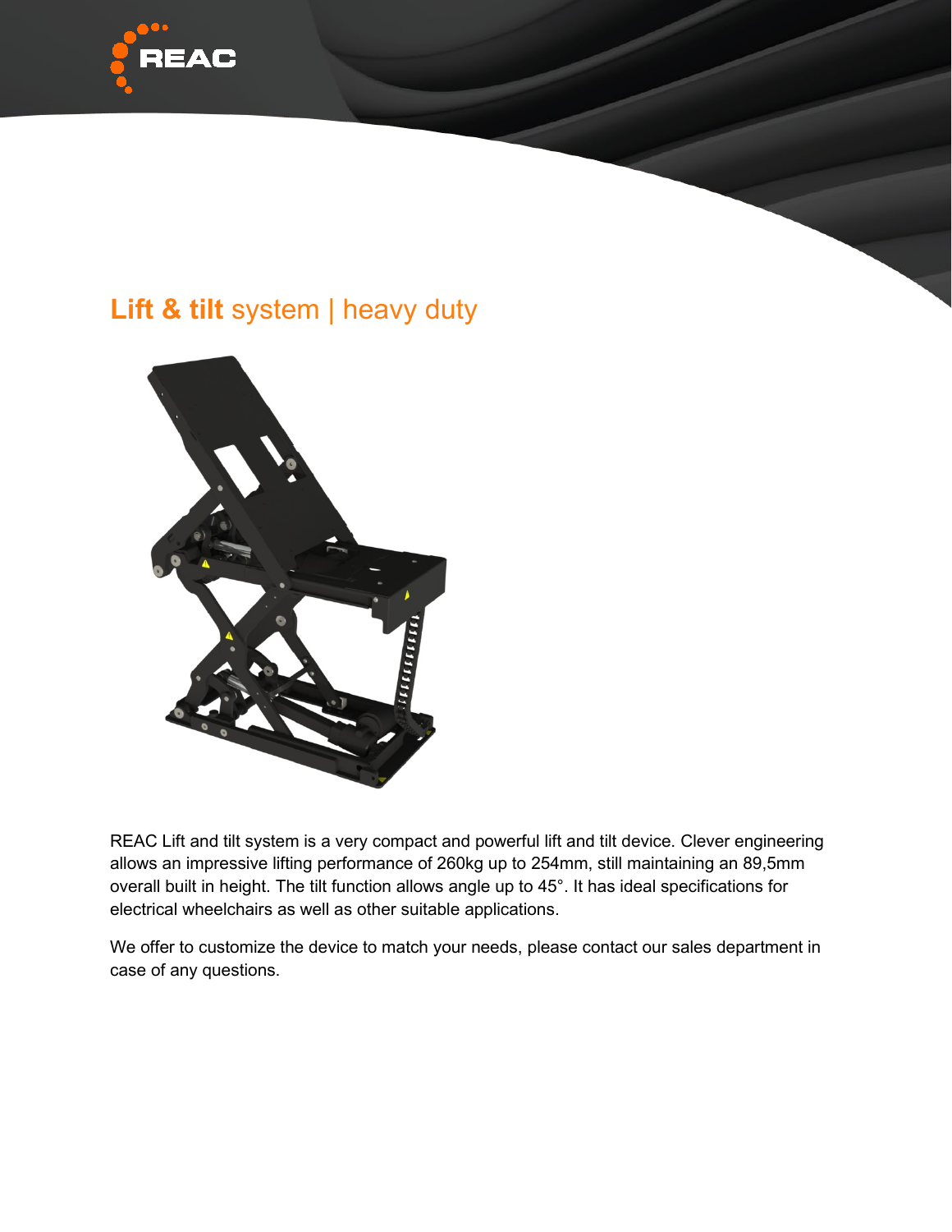## **Lift & tilt** system | heavy duty

REAC Lift and tilt system is a very compact and powerful lift and tilt device. Clever engineering allows an impressive lifting performance of 260kg up to 254mm, still maintaining an 89,5mm overall built in height. The tilt function allows angle up to 45°. It has ideal specifications for electrical wheelchairs as well as other suitable applications.

We offer to customize the device to match your needs, please contact our sales department in case of any questions.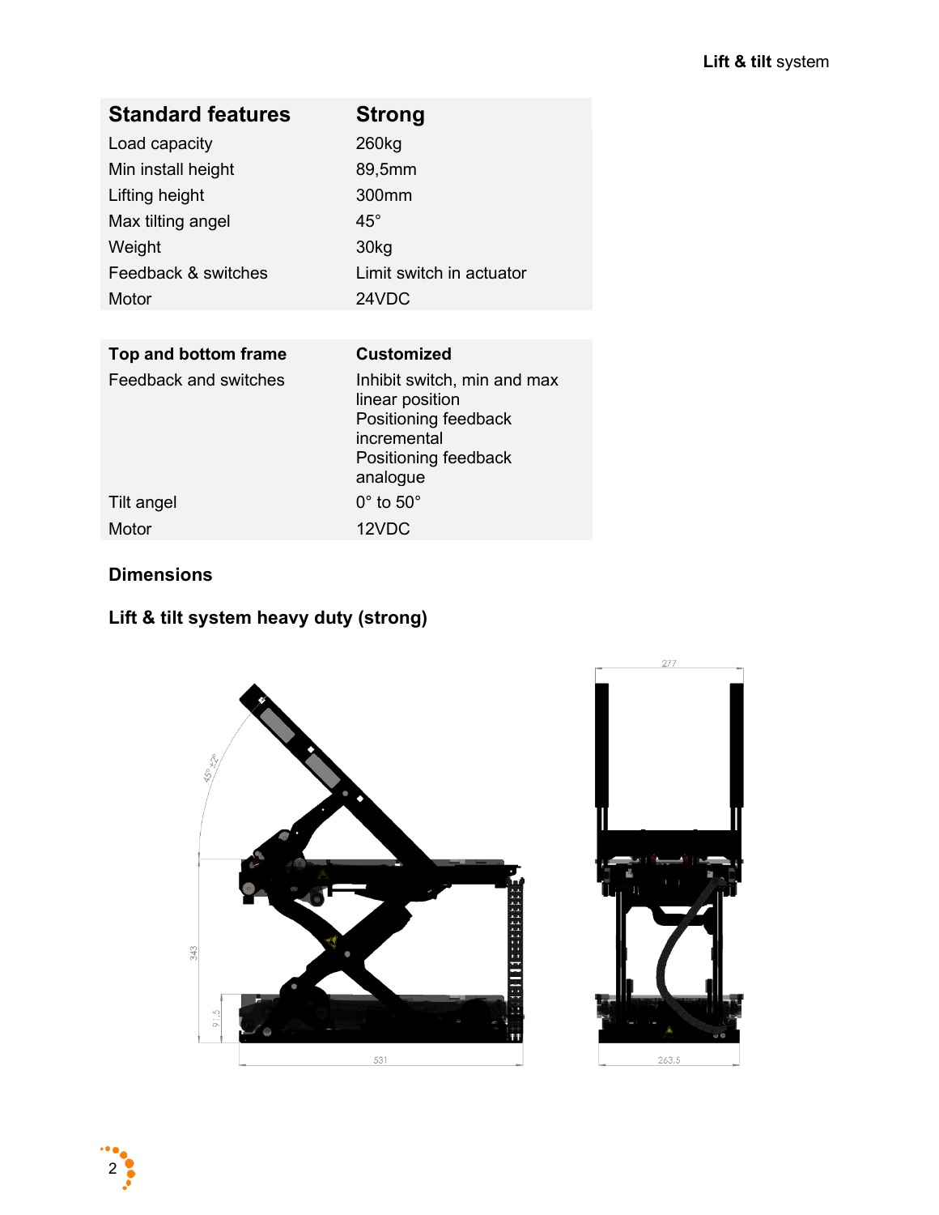| Standard features | Strong |
|---|---|
| Load capacity | 260kg |
| Min install height | 89,5mm |
| Lifting height | 300mm |
| Max tilting angel | 45° |
| Weight | 30kg |
| Feedback & switches | Limit switch in actuator |
| Motor | 24VDC |

| Top and bottom frame | Customized |
|---|---|
| Feedback and switches | Inhibit switch, min and max linear position<br>Positioning feedback incremental<br>Positioning feedback analogue |
| Tilt angel | 0° to 50° |
| Motor | 12VDC |

**Dimensions**

**Lift & tilt system heavy duty (strong)**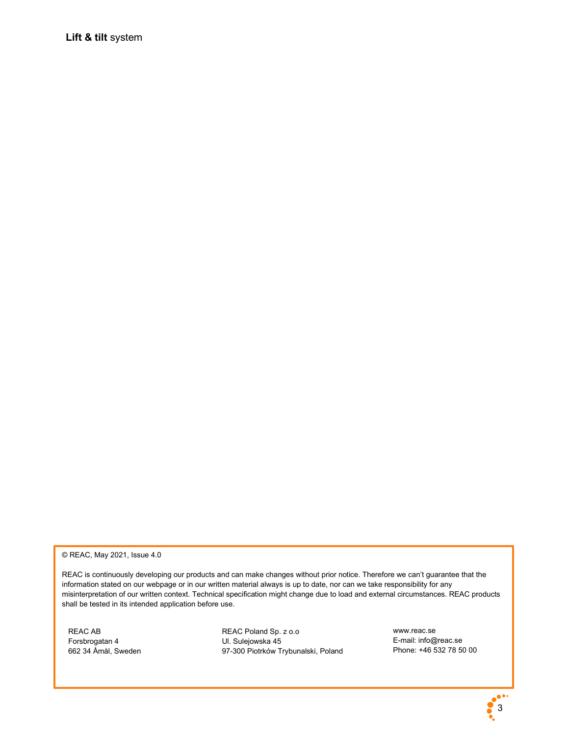© REAC, May 2021, Issue 4.0

REAC is continuously developing our products and can make changes without prior notice. Therefore we can't guarantee that the information stated on our webpage or in our written material always is up to date, nor can we take responsibility for any misinterpretation of our written context. Technical specification might change due to load and external circumstances. REAC products shall be tested in its intended application before use.

REAC AB
Forsbrogatan 4
662 34 Åmål, Sweden

REAC Poland Sp. z o.o
Ul. Sulejowska 45
97-300 Piotrków Trybunalski, Poland

www.reac.se
E-mail: info@reac.se
Phone: +46 532 78 50 00